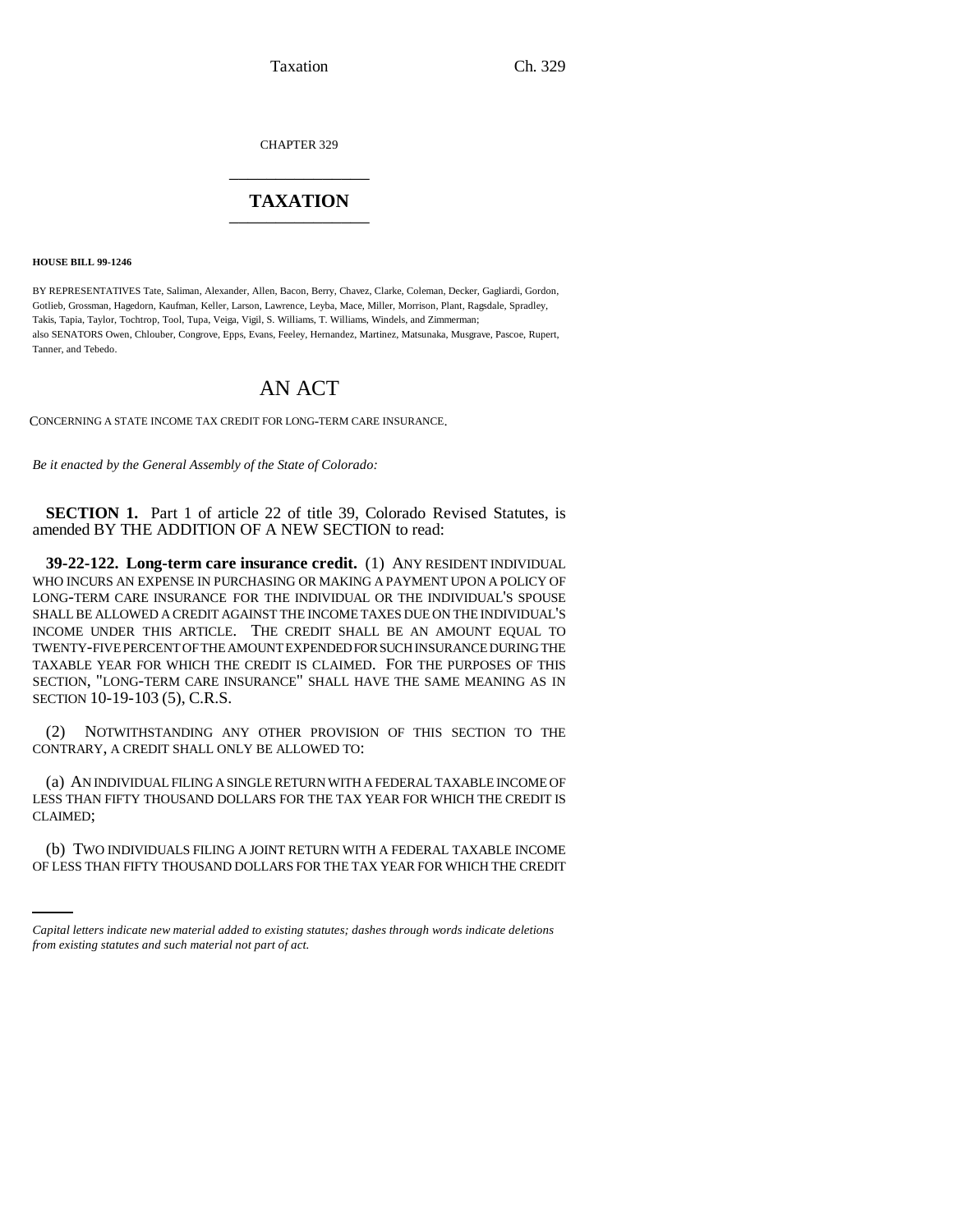CHAPTER 329

# TAXATION

**HOUSE BILL 99-1246**

BY REPRESENTATIVES Tate, Saliman, Alexander, Allen, Bacon, Berry, Chavez, Clarke, Coleman, Decker, Gagliardi, Gordon, Gotlieb, Grossman, Hagedorn, Kaufman, Keller, Larson, Lawrence, Leyba, Mace, Miller, Morrison, Plant, Ragsdale, Spradley, Takis, Tapia, Taylor, Tochtrop, Tool, Tupa, Veiga, Vigil, S. Williams, T. Williams, Windels, and Zimmerman;
also SENATORS Owen, Chlouber, Congrove, Epps, Evans, Feeley, Hernandez, Martinez, Matsunaka, Musgrave, Pascoe, Rupert, Tanner, and Tebedo.

# AN ACT

CONCERNING A STATE INCOME TAX CREDIT FOR LONG-TERM CARE INSURANCE.

*Be it enacted by the General Assembly of the State of Colorado:*

**SECTION 1.** Part 1 of article 22 of title 39, Colorado Revised Statutes, is amended BY THE ADDITION OF A NEW SECTION to read:

**39-22-122. Long-term care insurance credit.** (1) ANY RESIDENT INDIVIDUAL WHO INCURS AN EXPENSE IN PURCHASING OR MAKING A PAYMENT UPON A POLICY OF LONG-TERM CARE INSURANCE FOR THE INDIVIDUAL OR THE INDIVIDUAL'S SPOUSE SHALL BE ALLOWED A CREDIT AGAINST THE INCOME TAXES DUE ON THE INDIVIDUAL'S INCOME UNDER THIS ARTICLE. THE CREDIT SHALL BE AN AMOUNT EQUAL TO TWENTY-FIVE PERCENT OF THE AMOUNT EXPENDED FOR SUCH INSURANCE DURING THE TAXABLE YEAR FOR WHICH THE CREDIT IS CLAIMED. FOR THE PURPOSES OF THIS SECTION, "LONG-TERM CARE INSURANCE" SHALL HAVE THE SAME MEANING AS IN SECTION 10-19-103 (5), C.R.S.

(2) NOTWITHSTANDING ANY OTHER PROVISION OF THIS SECTION TO THE CONTRARY, A CREDIT SHALL ONLY BE ALLOWED TO:

(a) AN INDIVIDUAL FILING A SINGLE RETURN WITH A FEDERAL TAXABLE INCOME OF LESS THAN FIFTY THOUSAND DOLLARS FOR THE TAX YEAR FOR WHICH THE CREDIT IS CLAIMED;

(b) TWO INDIVIDUALS FILING A JOINT RETURN WITH A FEDERAL TAXABLE INCOME OF LESS THAN FIFTY THOUSAND DOLLARS FOR THE TAX YEAR FOR WHICH THE CREDIT

*Capital letters indicate new material added to existing statutes; dashes through words indicate deletions from existing statutes and such material not part of act.*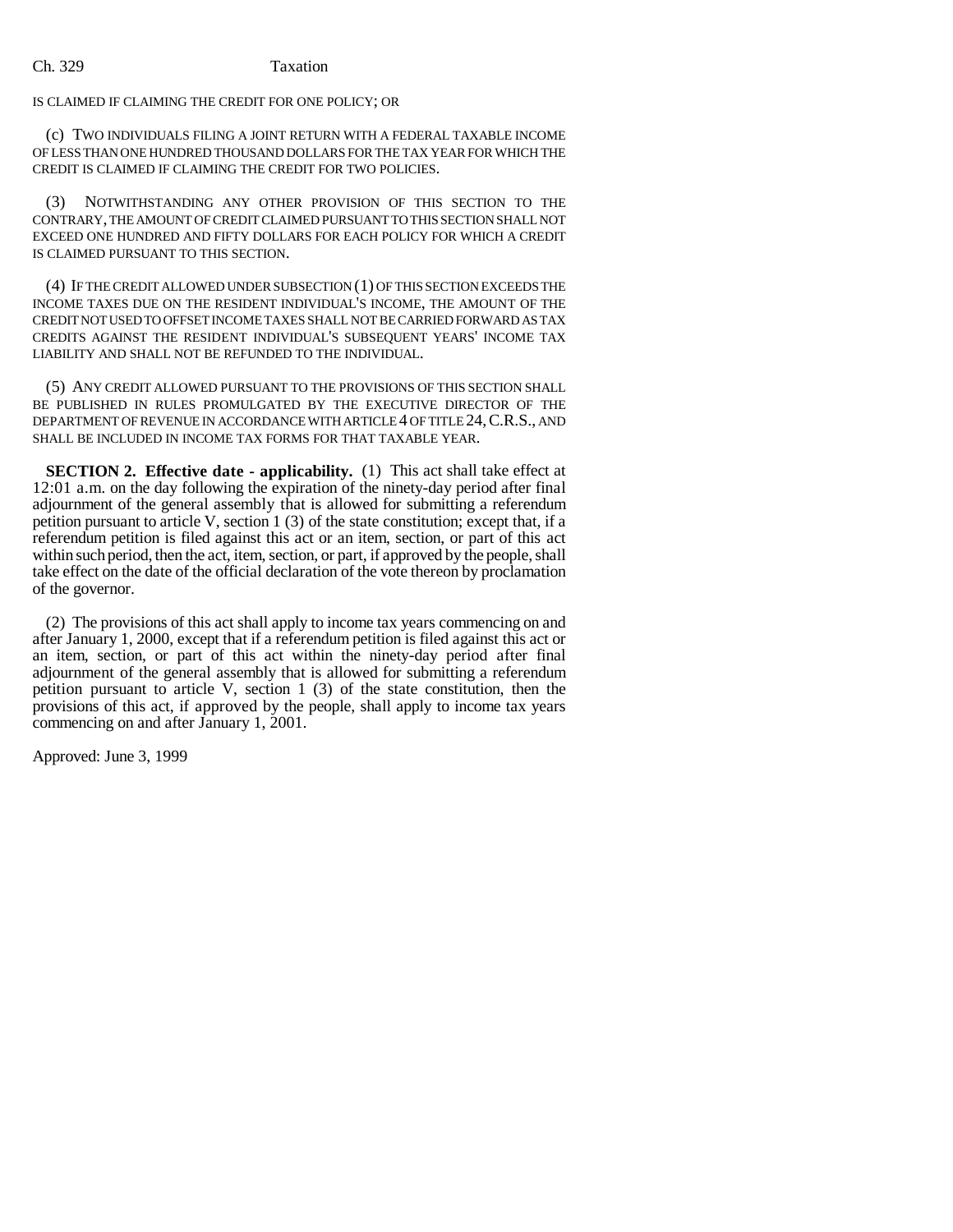IS CLAIMED IF CLAIMING THE CREDIT FOR ONE POLICY; OR

(c) TWO INDIVIDUALS FILING A JOINT RETURN WITH A FEDERAL TAXABLE INCOME OF LESS THAN ONE HUNDRED THOUSAND DOLLARS FOR THE TAX YEAR FOR WHICH THE CREDIT IS CLAIMED IF CLAIMING THE CREDIT FOR TWO POLICIES.

(3) NOTWITHSTANDING ANY OTHER PROVISION OF THIS SECTION TO THE CONTRARY, THE AMOUNT OF CREDIT CLAIMED PURSUANT TO THIS SECTION SHALL NOT EXCEED ONE HUNDRED AND FIFTY DOLLARS FOR EACH POLICY FOR WHICH A CREDIT IS CLAIMED PURSUANT TO THIS SECTION.

(4) IF THE CREDIT ALLOWED UNDER SUBSECTION (1) OF THIS SECTION EXCEEDS THE INCOME TAXES DUE ON THE RESIDENT INDIVIDUAL'S INCOME, THE AMOUNT OF THE CREDIT NOT USED TO OFFSET INCOME TAXES SHALL NOT BE CARRIED FORWARD AS TAX CREDITS AGAINST THE RESIDENT INDIVIDUAL'S SUBSEQUENT YEARS' INCOME TAX LIABILITY AND SHALL NOT BE REFUNDED TO THE INDIVIDUAL.

(5) ANY CREDIT ALLOWED PURSUANT TO THE PROVISIONS OF THIS SECTION SHALL BE PUBLISHED IN RULES PROMULGATED BY THE EXECUTIVE DIRECTOR OF THE DEPARTMENT OF REVENUE IN ACCORDANCE WITH ARTICLE 4 OF TITLE 24, C.R.S., AND SHALL BE INCLUDED IN INCOME TAX FORMS FOR THAT TAXABLE YEAR.

**SECTION 2. Effective date - applicability.** (1) This act shall take effect at 12:01 a.m. on the day following the expiration of the ninety-day period after final adjournment of the general assembly that is allowed for submitting a referendum petition pursuant to article V, section 1 (3) of the state constitution; except that, if a referendum petition is filed against this act or an item, section, or part of this act within such period, then the act, item, section, or part, if approved by the people, shall take effect on the date of the official declaration of the vote thereon by proclamation of the governor.

(2) The provisions of this act shall apply to income tax years commencing on and after January 1, 2000, except that if a referendum petition is filed against this act or an item, section, or part of this act within the ninety-day period after final adjournment of the general assembly that is allowed for submitting a referendum petition pursuant to article V, section 1 (3) of the state constitution, then the provisions of this act, if approved by the people, shall apply to income tax years commencing on and after January 1, 2001.

Approved: June 3, 1999